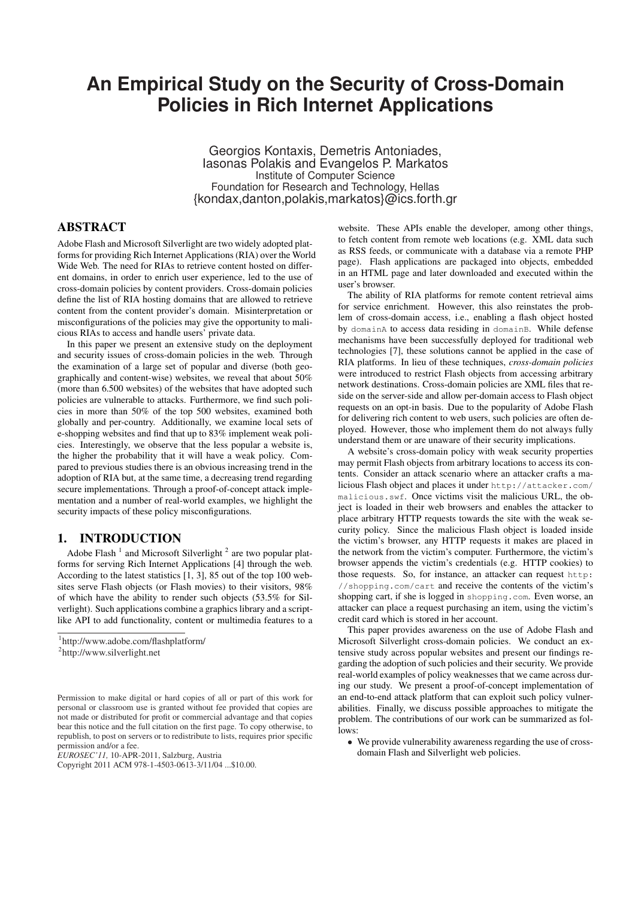# An Empirical Study on the Security of Cross-Domain Policies in Rich Internet Applications

Georgios Kontaxis, Demetris Antoniades, Iasonas Polakis and Evangelos P. Markatos
Institute of Computer Science
Foundation for Research and Technology, Hellas
{kondax,danton,polakis,markatos}@ics.forth.gr

## ABSTRACT

Adobe Flash and Microsoft Silverlight are two widely adopted platforms for providing Rich Internet Applications (RIA) over the World Wide Web. The need for RIAs to retrieve content hosted on different domains, in order to enrich user experience, led to the use of cross-domain policies by content providers. Cross-domain policies define the list of RIA hosting domains that are allowed to retrieve content from the content provider's domain. Misinterpretation or misconfigurations of the policies may give the opportunity to malicious RIAs to access and handle users' private data.

In this paper we present an extensive study on the deployment and security issues of cross-domain policies in the web. Through the examination of a large set of popular and diverse (both geographically and content-wise) websites, we reveal that about 50% (more than 6.500 websites) of the websites that have adopted such policies are vulnerable to attacks. Furthermore, we find such policies in more than 50% of the top 500 websites, examined both globally and per-country. Additionally, we examine local sets of e-shopping websites and find that up to 83% implement weak policies. Interestingly, we observe that the less popular a website is, the higher the probability that it will have a weak policy. Compared to previous studies there is an obvious increasing trend in the adoption of RIA but, at the same time, a decreasing trend regarding secure implementations. Through a proof-of-concept attack implementation and a number of real-world examples, we highlight the security impacts of these policy misconfigurations.

## 1. INTRODUCTION

Adobe Flash [1] and Microsoft Silverlight [2] are two popular platforms for serving Rich Internet Applications [4] through the web. According to the latest statistics [1, 3], 85 out of the top 100 websites serve Flash objects (or Flash movies) to their visitors, 98% of which have the ability to render such objects (53.5% for Silverlight). Such applications combine a graphics library and a script-like API to add functionality, content or multimedia features to a website. These APIs enable the developer, among other things, to fetch content from remote web locations (e.g. XML data such as RSS feeds, or communicate with a database via a remote PHP page). Flash applications are packaged into objects, embedded in an HTML page and later downloaded and executed within the user's browser.

The ability of RIA platforms for remote content retrieval aims for service enrichment. However, this also reinstates the problem of cross-domain access, i.e., enabling a flash object hosted by `domainA` to access data residing in `domainB`. While defense mechanisms have been successfully deployed for traditional web technologies [7], these solutions cannot be applied in the case of RIA platforms. In lieu of these techniques, *cross-domain policies* were introduced to restrict Flash objects from accessing arbitrary network destinations. Cross-domain policies are XML files that reside on the server-side and allow per-domain access to Flash object requests on an opt-in basis. Due to the popularity of Adobe Flash for delivering rich content to web users, such policies are often deployed. However, those who implement them do not always fully understand them or are unaware of their security implications.

A website's cross-domain policy with weak security properties may permit Flash objects from arbitrary locations to access its contents. Consider an attack scenario where an attacker crafts a malicious Flash object and places it under `http://attacker.com/malicious.swf`. Once victims visit the malicious URL, the object is loaded in their web browsers and enables the attacker to place arbitrary HTTP requests towards the site with the weak security policy. Since the malicious Flash object is loaded inside the victim's browser, any HTTP requests it makes are placed in the network from the victim's computer. Furthermore, the victim's browser appends the victim's credentials (e.g. HTTP cookies) to those requests. So, for instance, an attacker can request `http://shopping.com/cart` and receive the contents of the victim's shopping cart, if she is logged in `shopping.com`. Even worse, an attacker can place a request purchasing an item, using the victim's credit card which is stored in her account.

This paper provides awareness on the use of Adobe Flash and Microsoft Silverlight cross-domain policies. We conduct an extensive study across popular websites and present our findings regarding the adoption of such policies and their security. We provide real-world examples of policy weaknesses that we came across during our study. We present a proof-of-concept implementation of an end-to-end attack platform that can exploit such policy vulnerabilities. Finally, we discuss possible approaches to mitigate the problem. The contributions of our work can be summarized as follows:

- We provide vulnerability awareness regarding the use of cross-domain Flash and Silverlight web policies.

[1] http://www.adobe.com/flashplatform/

[2] http://www.silverlight.net

Permission to make digital or hard copies of all or part of this work for personal or classroom use is granted without fee provided that copies are not made or distributed for profit or commercial advantage and that copies bear this notice and the full citation on the first page. To copy otherwise, to republish, to post on servers or to redistribute to lists, requires prior specific permission and/or a fee.
*EUROSEC'11,* 10-APR-2011, Salzburg, Austria
Copyright 2011 ACM 978-1-4503-0613-3/11/04 ...$10.00.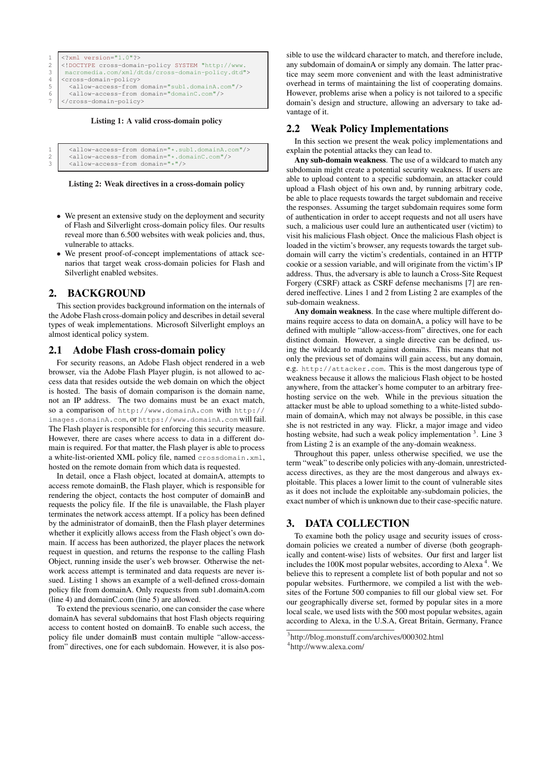```
1  <?xml version="1.0"?>
2  <!DOCTYPE cross-domain-policy SYSTEM "http://www.
3   macromedia.com/xml/dtds/cross-domain-policy.dtd">
4  <cross-domain-policy>
5    <allow-access-from domain="sub1.domainA.com"/>
6    <allow-access-from domain="domainC.com"/>
7  </cross-domain-policy>
```

**Listing 1: A valid cross-domain policy**

```
1    <allow-access-from domain="*.sub1.domainA.com"/>
2    <allow-access-from domain="*.domainC.com"/>
3    <allow-access-from domain="*"/>
```

**Listing 2: Weak directives in a cross-domain policy**

- We present an extensive study on the deployment and security of Flash and Silverlight cross-domain policy files. Our results reveal more than 6.500 websites with weak policies and, thus, vulnerable to attacks.
- We present proof-of-concept implementations of attack scenarios that target weak cross-domain policies for Flash and Silverlight enabled websites.

## 2. BACKGROUND

This section provides background information on the internals of the Adobe Flash cross-domain policy and describes in detail several types of weak implementations. Microsoft Silverlight employs an almost identical policy system.

### 2.1 Adobe Flash cross-domain policy

For security reasons, an Adobe Flash object rendered in a web browser, via the Adobe Flash Player plugin, is not allowed to access data that resides outside the web domain on which the object is hosted. The basis of domain comparison is the domain name, not an IP address. The two domains must be an exact match, so a comparison of `http://www.domainA.com` with `http://images.domainA.com`, or `https://www.domainA.com` will fail. The Flash player is responsible for enforcing this security measure. However, there are cases where access to data in a different domain is required. For that matter, the Flash player is able to process a white-list-oriented XML policy file, named `crossdomain.xml`, hosted on the remote domain from which data is requested.

In detail, once a Flash object, located at domainA, attempts to access remote domainB, the Flash player, which is responsible for rendering the object, contacts the host computer of domainB and requests the policy file. If the file is unavailable, the Flash player terminates the network access attempt. If a policy has been defined by the administrator of domainB, then the Flash player determines whether it explicitly allows access from the Flash object's own domain. If access has been authorized, the player places the network request in question, and returns the response to the calling Flash Object, running inside the user's web browser. Otherwise the network access attempt is terminated and data requests are never issued. Listing 1 shows an example of a well-defined cross-domain policy file from domainA. Only requests from sub1.domainA.com (line 4) and domainC.com (line 5) are allowed.

To extend the previous scenario, one can consider the case where domainA has several subdomains that host Flash objects requiring access to content hosted on domainB. To enable such access, the policy file under domainB must contain multiple "allow-access-from" directives, one for each subdomain. However, it is also possible to use the wildcard character to match, and therefore include, any subdomain of domainA or simply any domain. The latter practice may seem more convenient and with the least administrative overhead in terms of maintaining the list of cooperating domains. However, problems arise when a policy is not tailored to a specific domain's design and structure, allowing an adversary to take advantage of it.

### 2.2 Weak Policy Implementations

In this section we present the weak policy implementations and explain the potential attacks they can lead to.

**Any sub-domain weakness**. The use of a wildcard to match any subdomain might create a potential security weakness. If users are able to upload content to a specific subdomain, an attacker could upload a Flash object of his own and, by running arbitrary code, be able to place requests towards the target subdomain and receive the responses. Assuming the target subdomain requires some form of authentication in order to accept requests and not all users have such, a malicious user could lure an authenticated user (victim) to visit his malicious Flash object. Once the malicious Flash object is loaded in the victim's browser, any requests towards the target subdomain will carry the victim's credentials, contained in an HTTP cookie or a session variable, and will originate from the victim's IP address. Thus, the adversary is able to launch a Cross-Site Request Forgery (CSRF) attack as CSRF defense mechanisms [7] are rendered ineffective. Lines 1 and 2 from Listing 2 are examples of the sub-domain weakness.

**Any domain weakness**. In the case where multiple different domains require access to data on domainA, a policy will have to be defined with multiple "allow-access-from" directives, one for each distinct domain. However, a single directive can be defined, using the wildcard to match against domains. This means that not only the previous set of domains will gain access, but any domain, e.g. `http://attacker.com`. This is the most dangerous type of weakness because it allows the malicious Flash object to be hosted anywhere, from the attacker's home computer to an arbitrary free-hosting service on the web. While in the previous situation the attacker must be able to upload something to a white-listed subdomain of domainA, which may not always be possible, in this case she is not restricted in any way. Flickr, a major image and video hosting website, had such a weak policy implementation [3]. Line 3 from Listing 2 is an example of the any-domain weakness.

Throughout this paper, unless otherwise specified, we use the term "weak" to describe only policies with any-domain, unrestricted-access directives, as they are the most dangerous and always exploitable. This places a lower limit to the count of vulnerable sites as it does not include the exploitable any-subdomain policies, the exact number of which is unknown due to their case-specific nature.

## 3. DATA COLLECTION

To examine both the policy usage and security issues of cross-domain policies we created a number of diverse (both geographically and content-wise) lists of websites. Our first and larger list includes the 100K most popular websites, according to Alexa [4]. We believe this to represent a complete list of both popular and not so popular websites. Furthermore, we compiled a list with the websites of the Fortune 500 companies to fill our global view set. For our geographically diverse set, formed by popular sites in a more local scale, we used lists with the 500 most popular websites, again according to Alexa, in the U.S.A, Great Britain, Germany, France

[3] http://blog.monstuff.com/archives/000302.html

[4] http://www.alexa.com/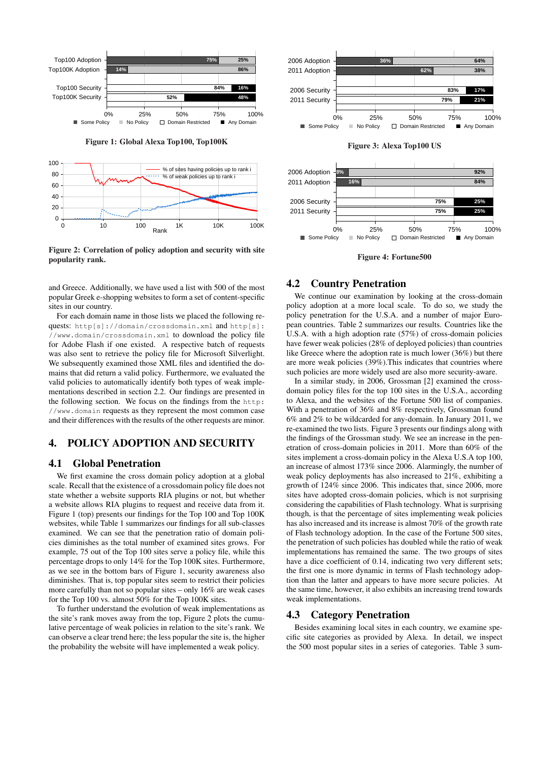Figure 1: Global Alexa Top100, Top100K

Figure 2: Correlation of policy adoption and security with site popularity rank.

and Greece. Additionally, we have used a list with 500 of the most popular Greek e-shopping websites to form a set of content-specific sites in our country.

For each domain name in those lists we placed the following requests: `http[s]://domain/crossdomain.xml` and `http[s]://www.domain/crossdomain.xml` to download the policy file for Adobe Flash if one existed. A respective batch of requests was also sent to retrieve the policy file for Microsoft Silverlight. We subsequently examined those XML files and identified the domains that did return a valid policy. Furthermore, we evaluated the valid policies to automatically identify both types of weak implementations described in section 2.2. Our findings are presented in the following section. We focus on the findings from the `http://www.domain` requests as they represent the most common case and their differences with the results of the other requests are minor.

## 4. POLICY ADOPTION AND SECURITY

### 4.1 Global Penetration

We first examine the cross domain policy adoption at a global scale. Recall that the existence of a crossdomain policy file does not state whether a website supports RIA plugins or not, but whether a website allows RIA plugins to request and receive data from it. Figure 1 (top) presents our findings for the Top 100 and Top 100K websites, while Table 1 summarizes our findings for all sub-classes examined. We can see that the penetration ratio of domain policies diminishes as the total number of examined sites grows. For example, 75 out of the Top 100 sites serve a policy file, while this percentage drops to only 14% for the Top 100K sites. Furthermore, as we see in the bottom bars of Figure 1, security awareness also diminishes. That is, top popular sites seem to restrict their policies more carefully than not so popular sites – only 16% are weak cases for the Top 100 vs. almost 50% for the Top 100K sites.

To further understand the evolution of weak implementations as the site's rank moves away from the top, Figure 2 plots the cumulative percentage of weak policies in relation to the site's rank. We can observe a clear trend here; the less popular the site is, the higher the probability the website will have implemented a weak policy.

Figure 3: Alexa Top100 US

Figure 4: Fortune500

### 4.2 Country Penetration

We continue our examination by looking at the cross-domain policy adoption at a more local scale. To do so, we study the policy penetration for the U.S.A. and a number of major European countries. Table 2 summarizes our results. Countries like the U.S.A. with a high adoption rate (57%) of cross-domain policies have fewer weak policies (28% of deployed policies) than countries like Greece where the adoption rate is much lower (36%) but there are more weak policies (39%).This indicates that countries where such policies are more widely used are also more security-aware.

In a similar study, in 2006, Grossman [2] examined the cross-domain policy files for the top 100 sites in the U.S.A., according to Alexa, and the websites of the Fortune 500 list of companies. With a penetration of 36% and 8% respectively, Grossman found 6% and 2% to be wildcarded for any-domain. In January 2011, we re-examined the two lists. Figure 3 presents our findings along with the findings of the Grossman study. We see an increase in the penetration of cross-domain policies in 2011. More than 60% of the sites implement a cross-domain policy in the Alexa U.S.A top 100, an increase of almost 173% since 2006. Alarmingly, the number of weak policy deployments has also increased to 21%, exhibiting a growth of 124% since 2006. This indicates that, since 2006, more sites have adopted cross-domain policies, which is not surprising considering the capabilities of Flash technology. What is surprising though, is that the percentage of sites implementing weak policies has also increased and its increase is almost 70% of the growth rate of Flash technology adoption. In the case of the Fortune 500 sites, the penetration of such policies has doubled while the ratio of weak implementations has remained the same. The two groups of sites have a dice coefficient of 0.14, indicating two very different sets; the first one is more dynamic in terms of Flash technology adoption than the latter and appears to have more secure policies. At the same time, however, it also exhibits an increasing trend towards weak implementations.

### 4.3 Category Penetration

Besides examining local sites in each country, we examine specific site categories as provided by Alexa. In detail, we inspect the 500 most popular sites in a series of categories. Table 3 sum-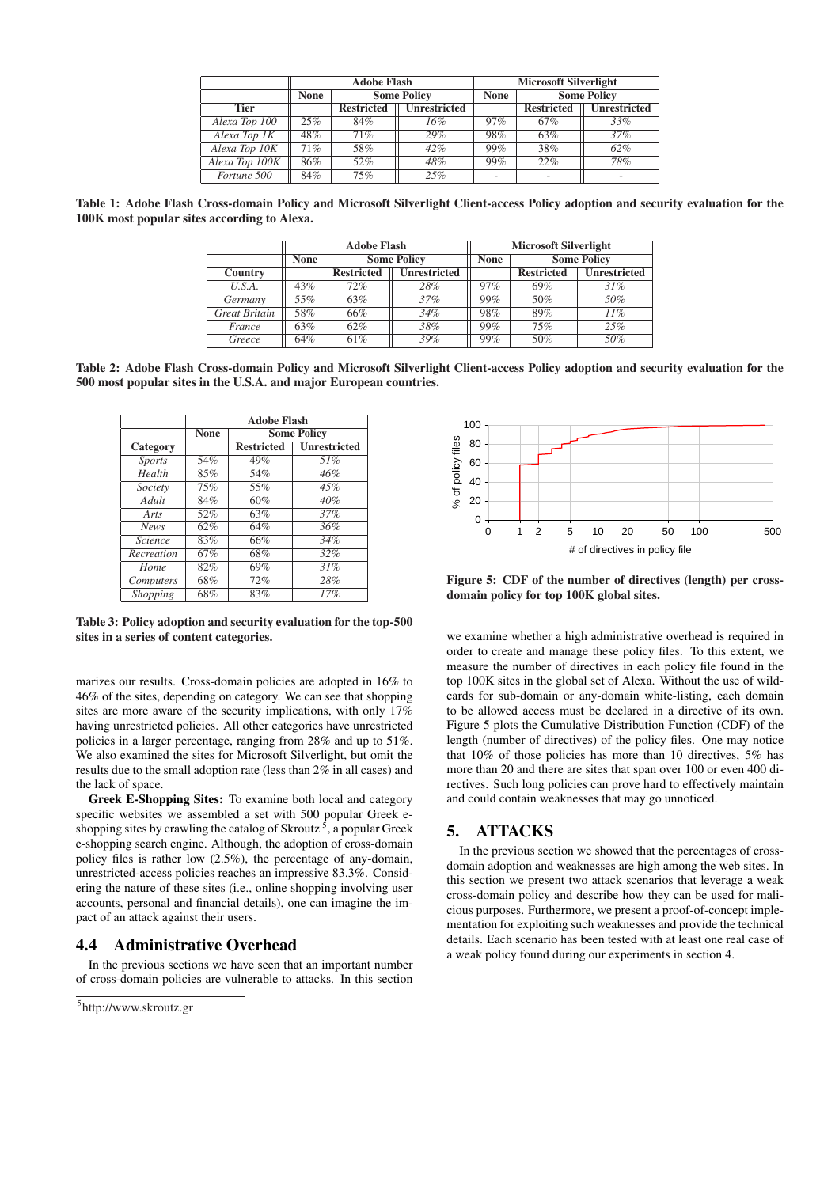| | Adobe Flash | | | Microsoft Silverlight | | |
|---|---|---|---|---|---|---|
| | None | Some Policy | | None | Some Policy | |
| Tier | | Restricted | Unrestricted | | Restricted | Unrestricted |
| *Alexa Top 100* | 25% | 84% | 16% | 97% | 67% | 33% |
| *Alexa Top 1K* | 48% | 71% | 29% | 98% | 63% | 37% |
| *Alexa Top 10K* | 71% | 58% | 42% | 99% | 38% | 62% |
| *Alexa Top 100K* | 86% | 52% | 48% | 99% | 22% | 78% |
| *Fortune 500* | 84% | 75% | 25% | - | - | - |

**Table 1: Adobe Flash Cross-domain Policy and Microsoft Silverlight Client-access Policy adoption and security evaluation for the 100K most popular sites according to Alexa.**

| | Adobe Flash | | | Microsoft Silverlight | | |
|---|---|---|---|---|---|---|
| | None | Some Policy | | None | Some Policy | |
| Country | | Restricted | Unrestricted | | Restricted | Unrestricted |
| *U.S.A.* | 43% | 72% | 28% | 97% | 69% | 31% |
| *Germany* | 55% | 63% | 37% | 99% | 50% | 50% |
| *Great Britain* | 58% | 66% | 34% | 98% | 89% | 11% |
| *France* | 63% | 62% | 38% | 99% | 75% | 25% |
| *Greece* | 64% | 61% | 39% | 99% | 50% | 50% |

**Table 2: Adobe Flash Cross-domain Policy and Microsoft Silverlight Client-access Policy adoption and security evaluation for the 500 most popular sites in the U.S.A. and major European countries.**

| | Adobe Flash | | |
|---|---|---|---|
| | None | Some Policy | |
| Category | | Restricted | Unrestricted |
| *Sports* | 54% | 49% | 51% |
| *Health* | 85% | 54% | 46% |
| *Society* | 75% | 55% | 45% |
| *Adult* | 84% | 60% | 40% |
| *Arts* | 52% | 63% | 37% |
| *News* | 62% | 64% | 36% |
| *Science* | 83% | 66% | 34% |
| *Recreation* | 67% | 68% | 32% |
| *Home* | 82% | 69% | 31% |
| *Computers* | 68% | 72% | 28% |
| *Shopping* | 68% | 83% | 17% |

**Table 3: Policy adoption and security evaluation for the top-500 sites in a series of content categories.**

marizes our results. Cross-domain policies are adopted in 16% to 46% of the sites, depending on category. We can see that shopping sites are more aware of the security implications, with only 17% having unrestricted policies. All other categories have unrestricted policies in a larger percentage, ranging from 28% and up to 51%. We also examined the sites for Microsoft Silverlight, but omit the results due to the small adoption rate (less than 2% in all cases) and the lack of space.

**Greek E-Shopping Sites:** To examine both local and category specific websites we assembled a set with 500 popular Greek e-shopping sites by crawling the catalog of Skroutz [5], a popular Greek e-shopping search engine. Although, the adoption of cross-domain policy files is rather low (2.5%), the percentage of any-domain, unrestricted-access policies reaches an impressive 83.3%. Considering the nature of these sites (i.e., online shopping involving user accounts, personal and financial details), one can imagine the impact of an attack against their users.

## 4.4 Administrative Overhead

In the previous sections we have seen that an important number of cross-domain policies are vulnerable to attacks. In this section we examine whether a high administrative overhead is required in order to create and manage these policy files. To this extent, we measure the number of directives in each policy file found in the top 100K sites in the global set of Alexa. Without the use of wildcards for sub-domain or any-domain white-listing, each domain to be allowed access must be declared in a directive of its own. Figure 5 plots the Cumulative Distribution Function (CDF) of the length (number of directives) of the policy files. One may notice that 10% of those policies has more than 10 directives, 5% has more than 20 and there are sites that span over 100 or even 400 directives. Such long policies can prove hard to effectively maintain and could contain weaknesses that may go unnoticed.

**Figure 5: CDF of the number of directives (length) per cross-domain policy for top 100K global sites.**

## 5. ATTACKS

In the previous section we showed that the percentages of cross-domain adoption and weaknesses are high among the web sites. In this section we present two attack scenarios that leverage a weak cross-domain policy and describe how they can be used for malicious purposes. Furthermore, we present a proof-of-concept implementation for exploiting such weaknesses and provide the technical details. Each scenario has been tested with at least one real case of a weak policy found during our experiments in section 4.

[5] http://www.skroutz.gr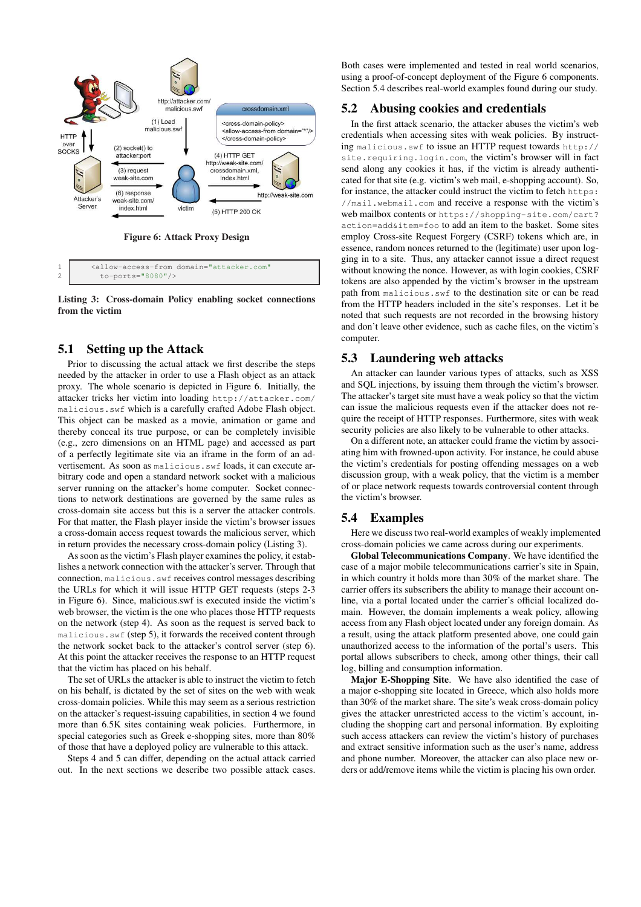**Figure 6: Attack Proxy Design**

```
1    <allow-access-from domain="attacker.com"
2      to-ports="8080"/>
```

**Listing 3: Cross-domain Policy enabling socket connections from the victim**

## 5.1 Setting up the Attack

Prior to discussing the actual attack we first describe the steps needed by the attacker in order to use a Flash object as an attack proxy. The whole scenario is depicted in Figure 6. Initially, the attacker tricks her victim into loading `http://attacker.com/malicious.swf` which is a carefully crafted Adobe Flash object. This object can be masked as a movie, animation or game and thereby conceal its true purpose, or can be completely invisible (e.g., zero dimensions on an HTML page) and accessed as part of a perfectly legitimate site via an iframe in the form of an advertisement. As soon as `malicious.swf` loads, it can execute arbitrary code and open a standard network socket with a malicious server running on the attacker's home computer. Socket connections to network destinations are governed by the same rules as cross-domain site access but this is a server the attacker controls. For that matter, the Flash player inside the victim's browser issues a cross-domain access request towards the malicious server, which in return provides the necessary cross-domain policy (Listing 3).

As soon as the victim's Flash player examines the policy, it establishes a network connection with the attacker's server. Through that connection, `malicious.swf` receives control messages describing the URLs for which it will issue HTTP GET requests (steps 2-3 in Figure 6). Since, malicious.swf is executed inside the victim's web browser, the victim is the one who places those HTTP requests on the network (step 4). As soon as the request is served back to `malicious.swf` (step 5), it forwards the received content through the network socket back to the attacker's control server (step 6). At this point the attacker receives the response to an HTTP request that the victim has placed on his behalf.

The set of URLs the attacker is able to instruct the victim to fetch on his behalf, is dictated by the set of sites on the web with weak cross-domain policies. While this may seem as a serious restriction on the attacker's request-issuing capabilities, in section 4 we found more than 6.5K sites containing weak policies. Furthermore, in special categories such as Greek e-shopping sites, more than 80% of those that have a deployed policy are vulnerable to this attack.

Steps 4 and 5 can differ, depending on the actual attack carried out. In the next sections we describe two possible attack cases. Both cases were implemented and tested in real world scenarios, using a proof-of-concept deployment of the Figure 6 components. Section 5.4 describes real-world examples found during our study.

## 5.2 Abusing cookies and credentials

In the first attack scenario, the attacker abuses the victim's web credentials when accessing sites with weak policies. By instructing `malicious.swf` to issue an HTTP request towards `http://site.requiring.login.com`, the victim's browser will in fact send along any cookies it has, if the victim is already authenticated for that site (e.g. victim's web mail, e-shopping account). So, for instance, the attacker could instruct the victim to fetch `https://mail.webmail.com` and receive a response with the victim's web mailbox contents or `https://shopping-site.com/cart?action=add&item=foo` to add an item to the basket. Some sites employ Cross-site Request Forgery (CSRF) tokens which are, in essence, random nonces returned to the (legitimate) user upon logging in to a site. Thus, any attacker cannot issue a direct request without knowing the nonce. However, as with login cookies, CSRF tokens are also appended by the victim's browser in the upstream path from `malicious.swf` to the destination site or can be read from the HTTP headers included in the site's responses. Let it be noted that such requests are not recorded in the browsing history and don't leave other evidence, such as cache files, on the victim's computer.

## 5.3 Laundering web attacks

An attacker can launder various types of attacks, such as XSS and SQL injections, by issuing them through the victim's browser. The attacker's target site must have a weak policy so that the victim can issue the malicious requests even if the attacker does not require the receipt of HTTP responses. Furthermore, sites with weak security policies are also likely to be vulnerable to other attacks.

On a different note, an attacker could frame the victim by associating him with frowned-upon activity. For instance, he could abuse the victim's credentials for posting offending messages on a web discussion group, with a weak policy, that the victim is a member of or place network requests towards controversial content through the victim's browser.

## 5.4 Examples

Here we discuss two real-world examples of weakly implemented cross-domain policies we came across during our experiments.

**Global Telecommunications Company**. We have identified the case of a major mobile telecommunications carrier's site in Spain, in which country it holds more than 30% of the market share. The carrier offers its subscribers the ability to manage their account online, via a portal located under the carrier's official localized domain. However, the domain implements a weak policy, allowing access from any Flash object located under any foreign domain. As a result, using the attack platform presented above, one could gain unauthorized access to the information of the portal's users. This portal allows subscribers to check, among other things, their call log, billing and consumption information.

**Major E-Shopping Site**. We have also identified the case of a major e-shopping site located in Greece, which also holds more than 30% of the market share. The site's weak cross-domain policy gives the attacker unrestricted access to the victim's account, including the shopping cart and personal information. By exploiting such access attackers can review the victim's history of purchases and extract sensitive information such as the user's name, address and phone number. Moreover, the attacker can also place new orders or add/remove items while the victim is placing his own order.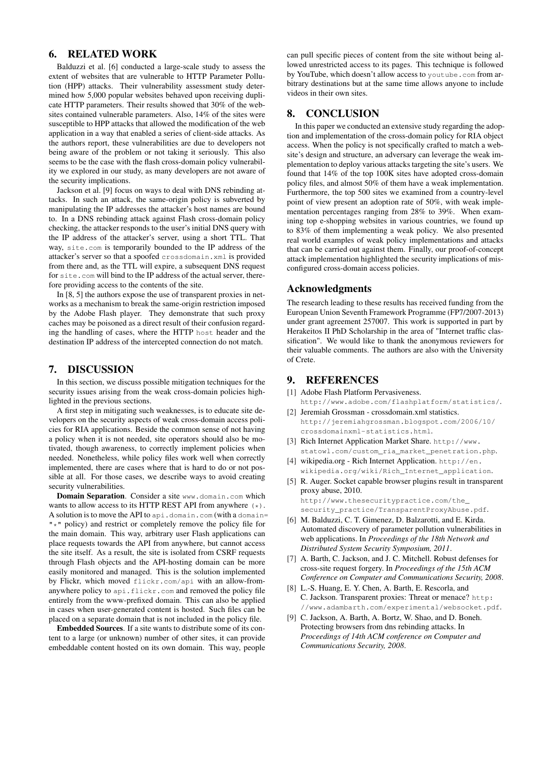## 6. RELATED WORK

Balduzzi et al. [6] conducted a large-scale study to assess the extent of websites that are vulnerable to HTTP Parameter Pollution (HPP) attacks. Their vulnerability assessment study determined how 5,000 popular websites behaved upon receiving duplicate HTTP parameters. Their results showed that 30% of the websites contained vulnerable parameters. Also, 14% of the sites were susceptible to HPP attacks that allowed the modification of the web application in a way that enabled a series of client-side attacks. As the authors report, these vulnerabilities are due to developers not being aware of the problem or not taking it seriously. This also seems to be the case with the flash cross-domain policy vulnerability we explored in our study, as many developers are not aware of the security implications.

Jackson et al. [9] focus on ways to deal with DNS rebinding attacks. In such an attack, the same-origin policy is subverted by manipulating the IP addresses the attacker's host names are bound to. In a DNS rebinding attack against Flash cross-domain policy checking, the attacker responds to the user's initial DNS query with the IP address of the attacker's server, using a short TTL. That way, `site.com` is temporarily bounded to the IP address of the attacker's server so that a spoofed `crossdomain.xml` is provided from there and, as the TTL will expire, a subsequent DNS request for `site.com` will bind to the IP address of the actual server, therefore providing access to the contents of the site.

In [8, 5] the authors expose the use of transparent proxies in networks as a mechanism to break the same-origin restriction imposed by the Adobe Flash player. They demonstrate that such proxy caches may be poisoned as a direct result of their confusion regarding the handling of cases, where the HTTP `host` header and the destination IP address of the intercepted connection do not match.

## 7. DISCUSSION

In this section, we discuss possible mitigation techniques for the security issues arising from the weak cross-domain policies highlighted in the previous sections.

A first step in mitigating such weaknesses, is to educate site developers on the security aspects of weak cross-domain access policies for RIA applications. Beside the common sense of not having a policy when it is not needed, site operators should also be motivated, though awareness, to correctly implement policies when needed. Nonetheless, while policy files work well when correctly implemented, there are cases where that is hard to do or not possible at all. For those cases, we describe ways to avoid creating security vulnerabilities.

**Domain Separation**. Consider a site `www.domain.com` which wants to allow access to its HTTP REST API from anywhere `(*)`. A solution is to move the API to `api.domain.com` (with a `domain="*"` policy) and restrict or completely remove the policy file for the main domain. This way, arbitrary user Flash applications can place requests towards the API from anywhere, but cannot access the site itself. As a result, the site is isolated from CSRF requests through Flash objects and the API-hosting domain can be more easily monitored and managed. This is the solution implemented by Flickr, which moved `flickr.com/api` with an allow-from-anywhere policy to `api.flickr.com` and removed the policy file entirely from the www-prefixed domain. This can also be applied in cases when user-generated content is hosted. Such files can be placed on a separate domain that is not included in the policy file.

**Embedded Sources**. If a site wants to distribute some of its content to a large (or unknown) number of other sites, it can provide embeddable content hosted on its own domain. This way, people can pull specific pieces of content from the site without being allowed unrestricted access to its pages. This technique is followed by YouTube, which doesn't allow access to `youtube.com` from arbitrary destinations but at the same time allows anyone to include videos in their own sites.

## 8. CONCLUSION

In this paper we conducted an extensive study regarding the adoption and implementation of the cross-domain policy for RIA object access. When the policy is not specifically crafted to match a website's design and structure, an adversary can leverage the weak implementation to deploy various attacks targeting the site's users. We found that 14% of the top 100K sites have adopted cross-domain policy files, and almost 50% of them have a weak implementation. Furthermore, the top 500 sites we examined from a country-level point of view present an adoption rate of 50%, with weak implementation percentages ranging from 28% to 39%. When examining top e-shopping websites in various countries, we found up to 83% of them implementing a weak policy. We also presented real world examples of weak policy implementations and attacks that can be carried out against them. Finally, our proof-of-concept attack implementation highlighted the security implications of misconfigured cross-domain access policies.

## Acknowledgments

The research leading to these results has received funding from the European Union Seventh Framework Programme (FP7/2007-2013) under grant agreement 257007. This work is supported in part by Herakeitos II PhD Scholarship in the area of "Internet traffic classification". We would like to thank the anonymous reviewers for their valuable comments. The authors are also with the University of Crete.

## 9. REFERENCES

[1] Adobe Flash Platform Pervasiveness. `http://www.adobe.com/flashplatform/statistics/`.

[2] Jeremiah Grossman - crossdomain.xml statistics. `http://jeremiahgrossman.blogspot.com/2006/10/crossdomainxml-statistics.html`.

[3] Rich Internet Application Market Share. `http://www.statowl.com/custom_ria_market_penetration.php`.

[4] wikipedia.org - Rich Internet Application. `http://en.wikipedia.org/wiki/Rich_Internet_application`.

[5] R. Auger. Socket capable browser plugins result in transparent proxy abuse, 2010. `http://www.thesecuritypractice.com/the_security_practice/TransparentProxyAbuse.pdf`.

[6] M. Balduzzi, C. T. Gimenez, D. Balzarotti, and E. Kirda. Automated discovery of parameter pollution vulnerabilities in web applications. In *Proceedings of the 18th Network and Distributed System Security Symposium, 2011*.

[7] A. Barth, C. Jackson, and J. C. Mitchell. Robust defenses for cross-site request forgery. In *Proceedings of the 15th ACM Conference on Computer and Communications Security, 2008*.

[8] L.-S. Huang, E. Y. Chen, A. Barth, E. Rescorla, and C. Jackson. Transparent proxies: Threat or menace? `http://www.adambarth.com/experimental/websocket.pdf`.

[9] C. Jackson, A. Barth, A. Bortz, W. Shao, and D. Boneh. Protecting browsers from dns rebinding attacks. In *Proceedings of 14th ACM conference on Computer and Communications Security, 2008*.